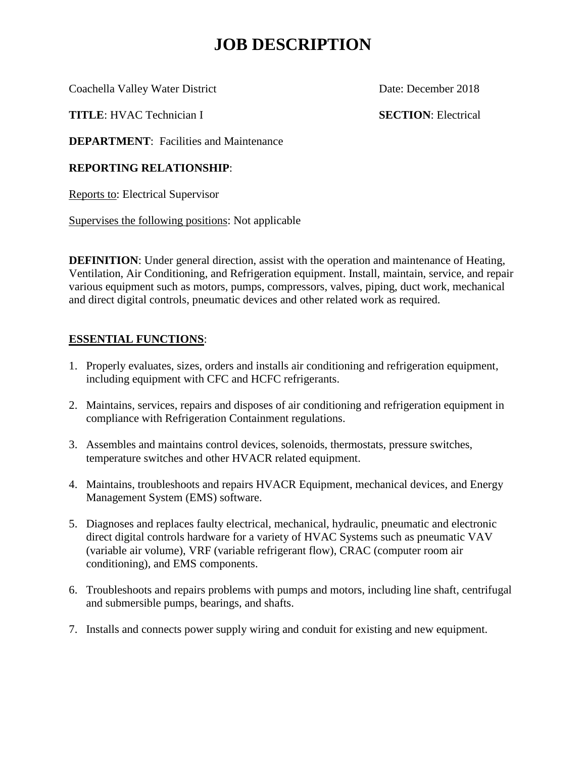# JOB DESCRIPTION

Coachella Valley Water District    Date: December 2018

**TITLE**: HVAC Technician I    **SECTION**: Electrical

**DEPARTMENT**: Facilities and Maintenance

**REPORTING RELATIONSHIP**:

Reports to: Electrical Supervisor

Supervises the following positions: Not applicable

**DEFINITION**: Under general direction, assist with the operation and maintenance of Heating, Ventilation, Air Conditioning, and Refrigeration equipment. Install, maintain, service, and repair various equipment such as motors, pumps, compressors, valves, piping, duct work, mechanical and direct digital controls, pneumatic devices and other related work as required.

## ESSENTIAL FUNCTIONS:

1. Properly evaluates, sizes, orders and installs air conditioning and refrigeration equipment, including equipment with CFC and HCFC refrigerants.

2. Maintains, services, repairs and disposes of air conditioning and refrigeration equipment in compliance with Refrigeration Containment regulations.

3. Assembles and maintains control devices, solenoids, thermostats, pressure switches, temperature switches and other HVACR related equipment.

4. Maintains, troubleshoots and repairs HVACR Equipment, mechanical devices, and Energy Management System (EMS) software.

5. Diagnoses and replaces faulty electrical, mechanical, hydraulic, pneumatic and electronic direct digital controls hardware for a variety of HVAC Systems such as pneumatic VAV (variable air volume), VRF (variable refrigerant flow), CRAC (computer room air conditioning), and EMS components.

6. Troubleshoots and repairs problems with pumps and motors, including line shaft, centrifugal and submersible pumps, bearings, and shafts.

7. Installs and connects power supply wiring and conduit for existing and new equipment.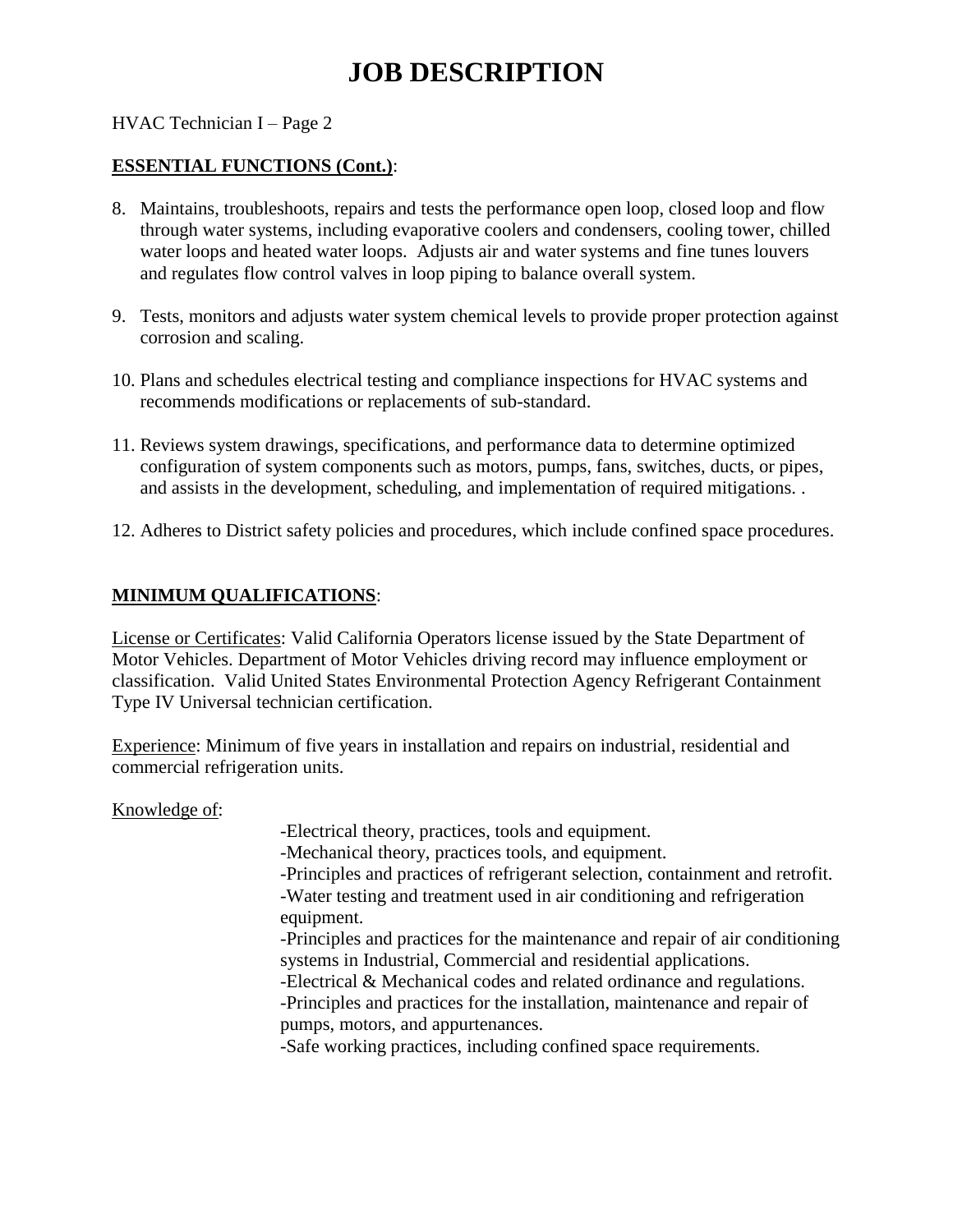# JOB DESCRIPTION

HVAC Technician I – Page 2

**ESSENTIAL FUNCTIONS (Cont.)**:

8. Maintains, troubleshoots, repairs and tests the performance open loop, closed loop and flow through water systems, including evaporative coolers and condensers, cooling tower, chilled water loops and heated water loops. Adjusts air and water systems and fine tunes louvers and regulates flow control valves in loop piping to balance overall system.

9. Tests, monitors and adjusts water system chemical levels to provide proper protection against corrosion and scaling.

10. Plans and schedules electrical testing and compliance inspections for HVAC systems and recommends modifications or replacements of sub-standard.

11. Reviews system drawings, specifications, and performance data to determine optimized configuration of system components such as motors, pumps, fans, switches, ducts, or pipes, and assists in the development, scheduling, and implementation of required mitigations. .

12. Adheres to District safety policies and procedures, which include confined space procedures.

**MINIMUM QUALIFICATIONS**:

License or Certificates: Valid California Operators license issued by the State Department of Motor Vehicles. Department of Motor Vehicles driving record may influence employment or classification. Valid United States Environmental Protection Agency Refrigerant Containment Type IV Universal technician certification.

Experience: Minimum of five years in installation and repairs on industrial, residential and commercial refrigeration units.

Knowledge of:

- Electrical theory, practices, tools and equipment.
- Mechanical theory, practices tools, and equipment.
- Principles and practices of refrigerant selection, containment and retrofit.
- Water testing and treatment used in air conditioning and refrigeration equipment.
- Principles and practices for the maintenance and repair of air conditioning systems in Industrial, Commercial and residential applications.
- Electrical & Mechanical codes and related ordinance and regulations.
- Principles and practices for the installation, maintenance and repair of pumps, motors, and appurtenances.
- Safe working practices, including confined space requirements.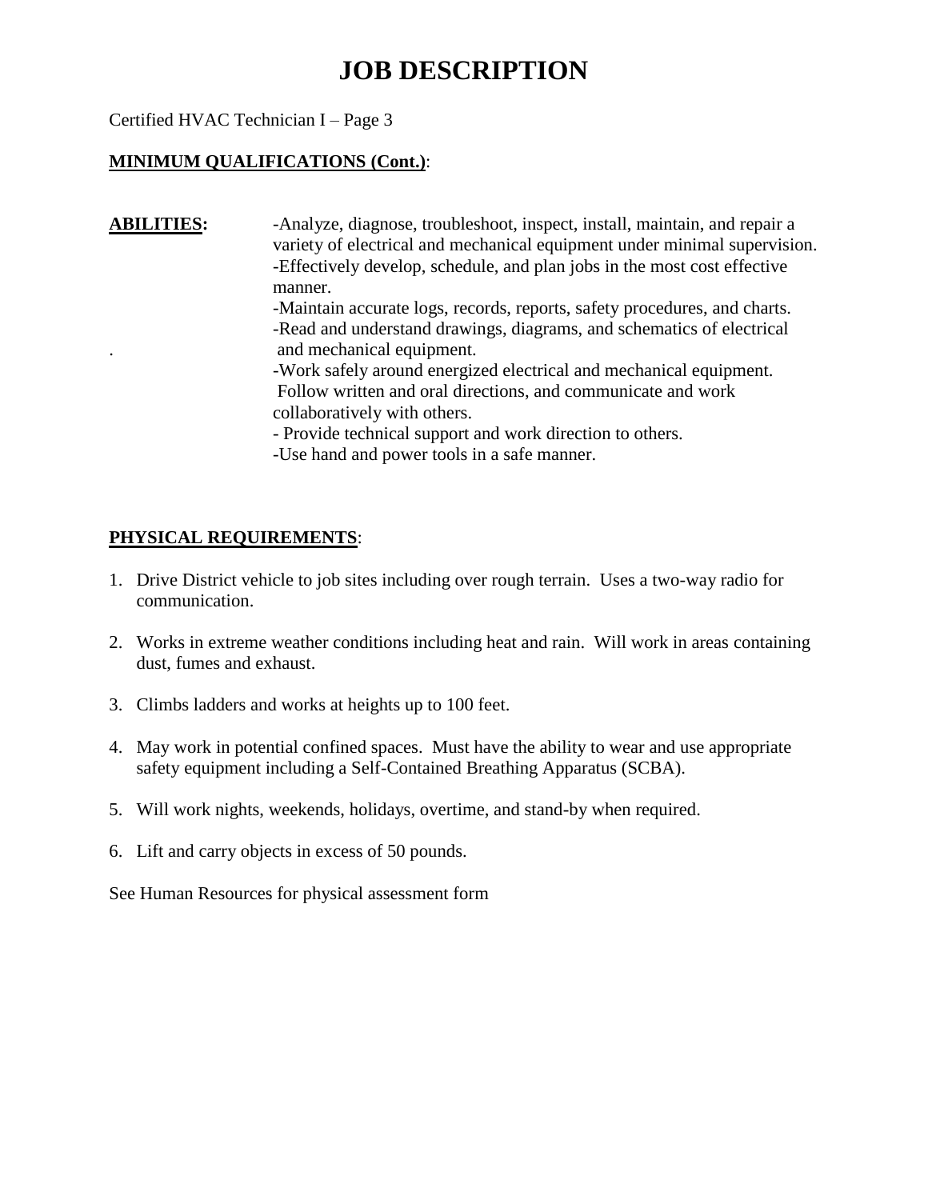# JOB DESCRIPTION

Certified HVAC Technician I – Page 3

**MINIMUM QUALIFICATIONS (Cont.)**:

**ABILITIES:**

-Analyze, diagnose, troubleshoot, inspect, install, maintain, and repair a variety of electrical and mechanical equipment under minimal supervision.
-Effectively develop, schedule, and plan jobs in the most cost effective manner.
-Maintain accurate logs, records, reports, safety procedures, and charts.
-Read and understand drawings, diagrams, and schematics of electrical and mechanical equipment.
-Work safely around energized electrical and mechanical equipment. Follow written and oral directions, and communicate and work collaboratively with others.
- Provide technical support and work direction to others.
-Use hand and power tools in a safe manner.

**PHYSICAL REQUIREMENTS**:

1. Drive District vehicle to job sites including over rough terrain. Uses a two-way radio for communication.
2. Works in extreme weather conditions including heat and rain. Will work in areas containing dust, fumes and exhaust.
3. Climbs ladders and works at heights up to 100 feet.
4. May work in potential confined spaces. Must have the ability to wear and use appropriate safety equipment including a Self-Contained Breathing Apparatus (SCBA).
5. Will work nights, weekends, holidays, overtime, and stand-by when required.
6. Lift and carry objects in excess of 50 pounds.

See Human Resources for physical assessment form